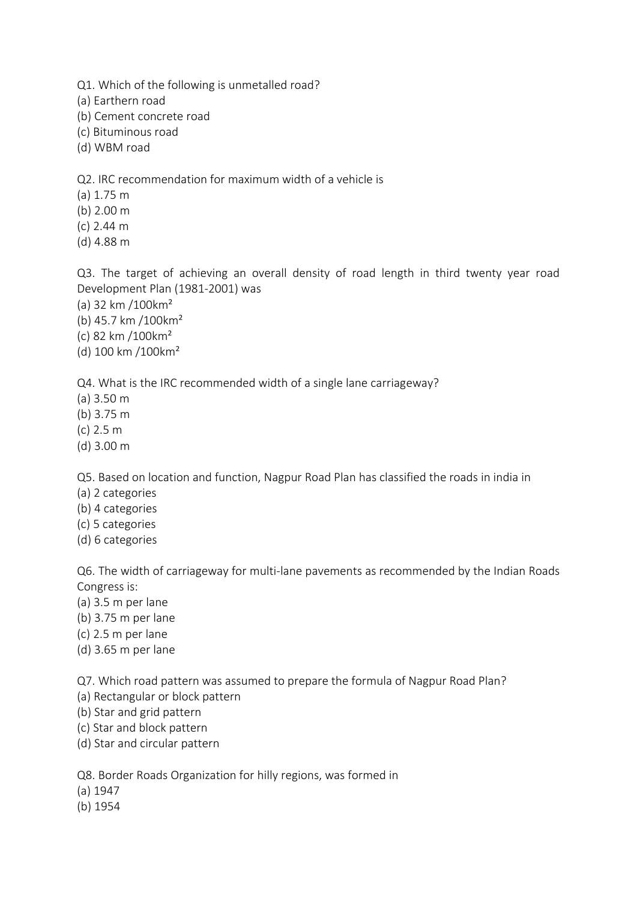Q1. Which of the following is unmetalled road?
(a) Earthern road
(b) Cement concrete road
(c) Bituminous road
(d) WBM road

Q2. IRC recommendation for maximum width of a vehicle is
(a) 1.75 m
(b) 2.00 m
(c) 2.44 m
(d) 4.88 m

Q3. The target of achieving an overall density of road length in third twenty year road Development Plan (1981-2001) was
(a) 32 km /100km$^2$
(b) 45.7 km /100km$^2$
(c) 82 km /100km$^2$
(d) 100 km /100km$^2$

Q4. What is the IRC recommended width of a single lane carriageway?
(a) 3.50 m
(b) 3.75 m
(c) 2.5 m
(d) 3.00 m

Q5. Based on location and function, Nagpur Road Plan has classified the roads in india in
(a) 2 categories
(b) 4 categories
(c) 5 categories
(d) 6 categories

Q6. The width of carriageway for multi-lane pavements as recommended by the Indian Roads Congress is:
(a) 3.5 m per lane
(b) 3.75 m per lane
(c) 2.5 m per lane
(d) 3.65 m per lane

Q7. Which road pattern was assumed to prepare the formula of Nagpur Road Plan?
(a) Rectangular or block pattern
(b) Star and grid pattern
(c) Star and block pattern
(d) Star and circular pattern

Q8. Border Roads Organization for hilly regions, was formed in
(a) 1947
(b) 1954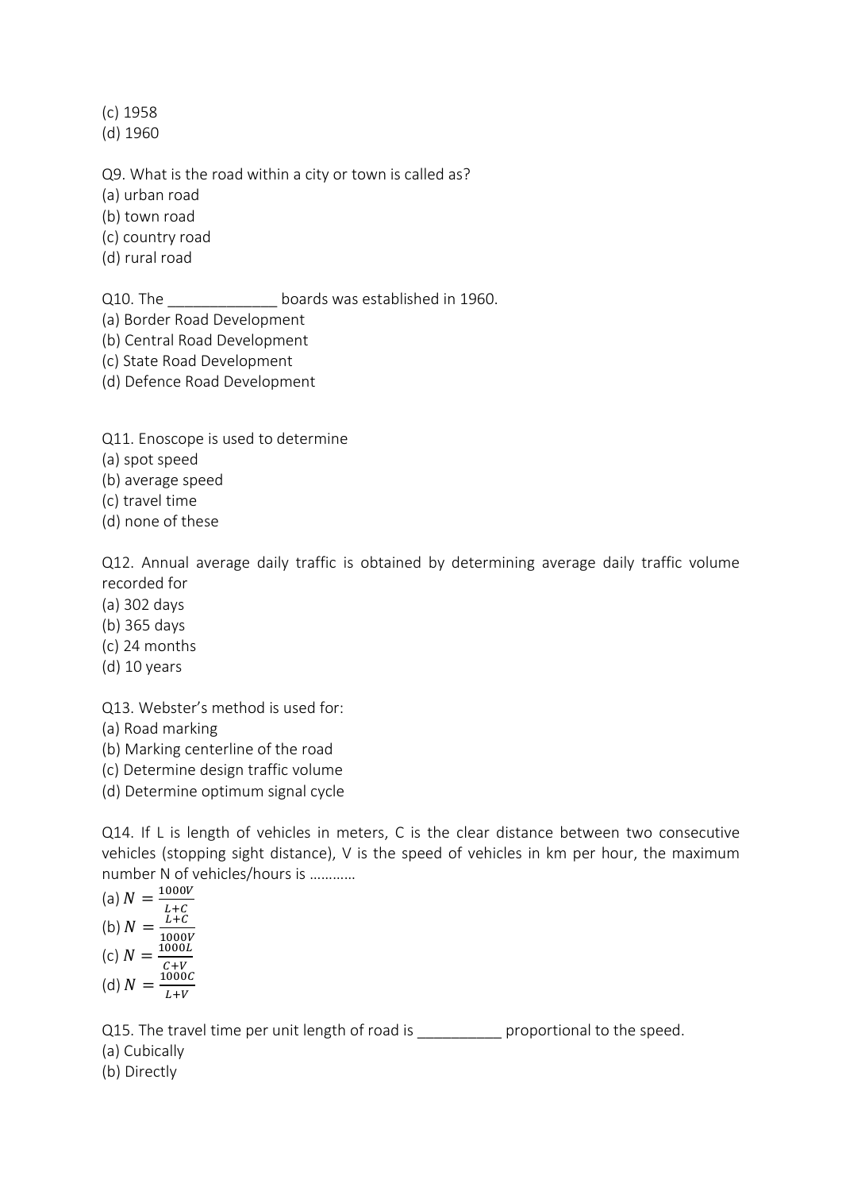(c) 1958
(d) 1960

Q9. What is the road within a city or town is called as?
(a) urban road
(b) town road
(c) country road
(d) rural road

Q10. The _____________ boards was established in 1960.
(a) Border Road Development
(b) Central Road Development
(c) State Road Development
(d) Defence Road Development

Q11. Enoscope is used to determine
(a) spot speed
(b) average speed
(c) travel time
(d) none of these

Q12. Annual average daily traffic is obtained by determining average daily traffic volume recorded for
(a) 302 days
(b) 365 days
(c) 24 months
(d) 10 years

Q13. Webster's method is used for:
(a) Road marking
(b) Marking centerline of the road
(c) Determine design traffic volume
(d) Determine optimum signal cycle

Q14. If L is length of vehicles in meters, C is the clear distance between two consecutive vehicles (stopping sight distance), V is the speed of vehicles in km per hour, the maximum number N of vehicles/hours is …………
(a) $N = \frac{1000V}{L+C}$
(b) $N = \frac{L+C}{1000V}$
(c) $N = \frac{1000L}{C+V}$
(d) $N = \frac{1000C}{L+V}$

Q15. The travel time per unit length of road is __________ proportional to the speed.
(a) Cubically
(b) Directly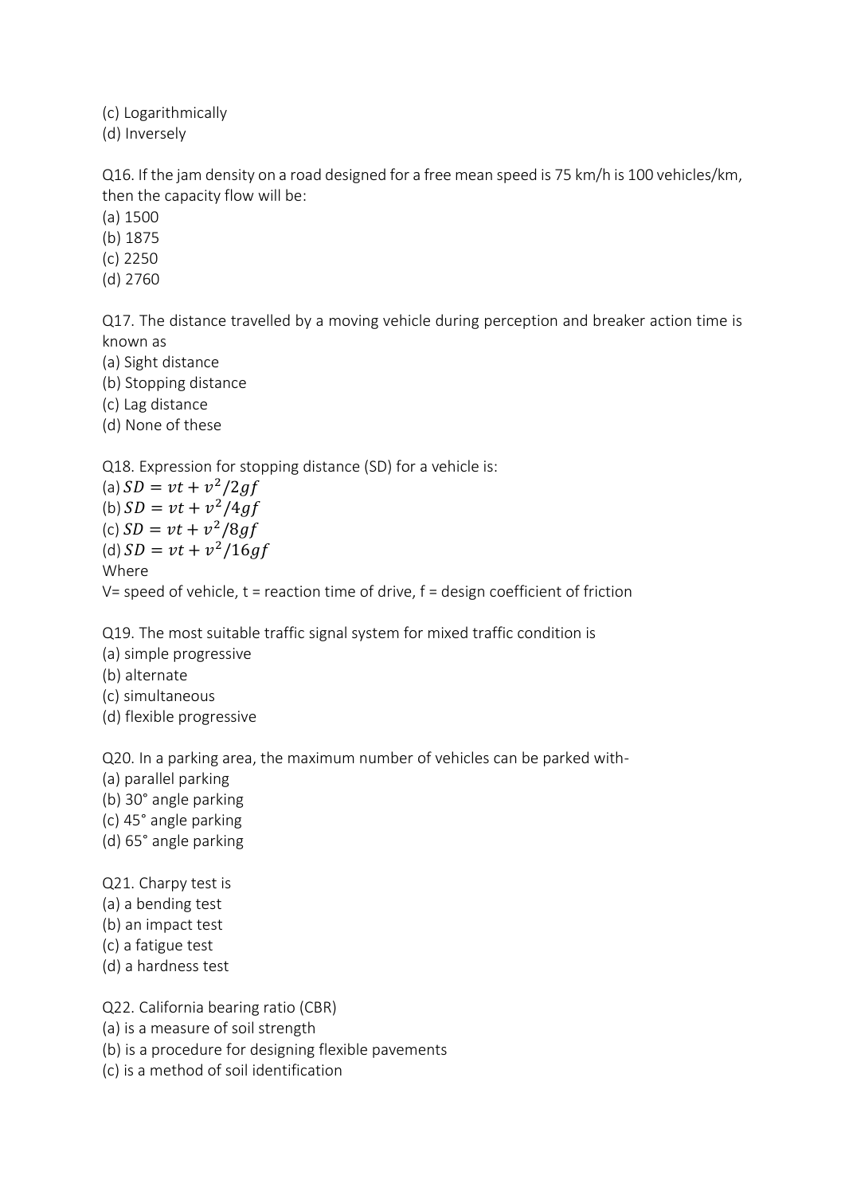(c) Logarithmically
(d) Inversely

Q16. If the jam density on a road designed for a free mean speed is 75 km/h is 100 vehicles/km, then the capacity flow will be:
(a) 1500
(b) 1875
(c) 2250
(d) 2760

Q17. The distance travelled by a moving vehicle during perception and breaker action time is known as
(a) Sight distance
(b) Stopping distance
(c) Lag distance
(d) None of these

Q18. Expression for stopping distance (SD) for a vehicle is:
(a) $SD = vt + v^2/2gf$
(b) $SD = vt + v^2/4gf$
(c) $SD = vt + v^2/8gf$
(d) $SD = vt + v^2/16gf$
Where
V= speed of vehicle, t = reaction time of drive, f = design coefficient of friction

Q19. The most suitable traffic signal system for mixed traffic condition is
(a) simple progressive
(b) alternate
(c) simultaneous
(d) flexible progressive

Q20. In a parking area, the maximum number of vehicles can be parked with-
(a) parallel parking
(b) 30° angle parking
(c) 45° angle parking
(d) 65° angle parking

Q21. Charpy test is
(a) a bending test
(b) an impact test
(c) a fatigue test
(d) a hardness test

Q22. California bearing ratio (CBR)
(a) is a measure of soil strength
(b) is a procedure for designing flexible pavements
(c) is a method of soil identification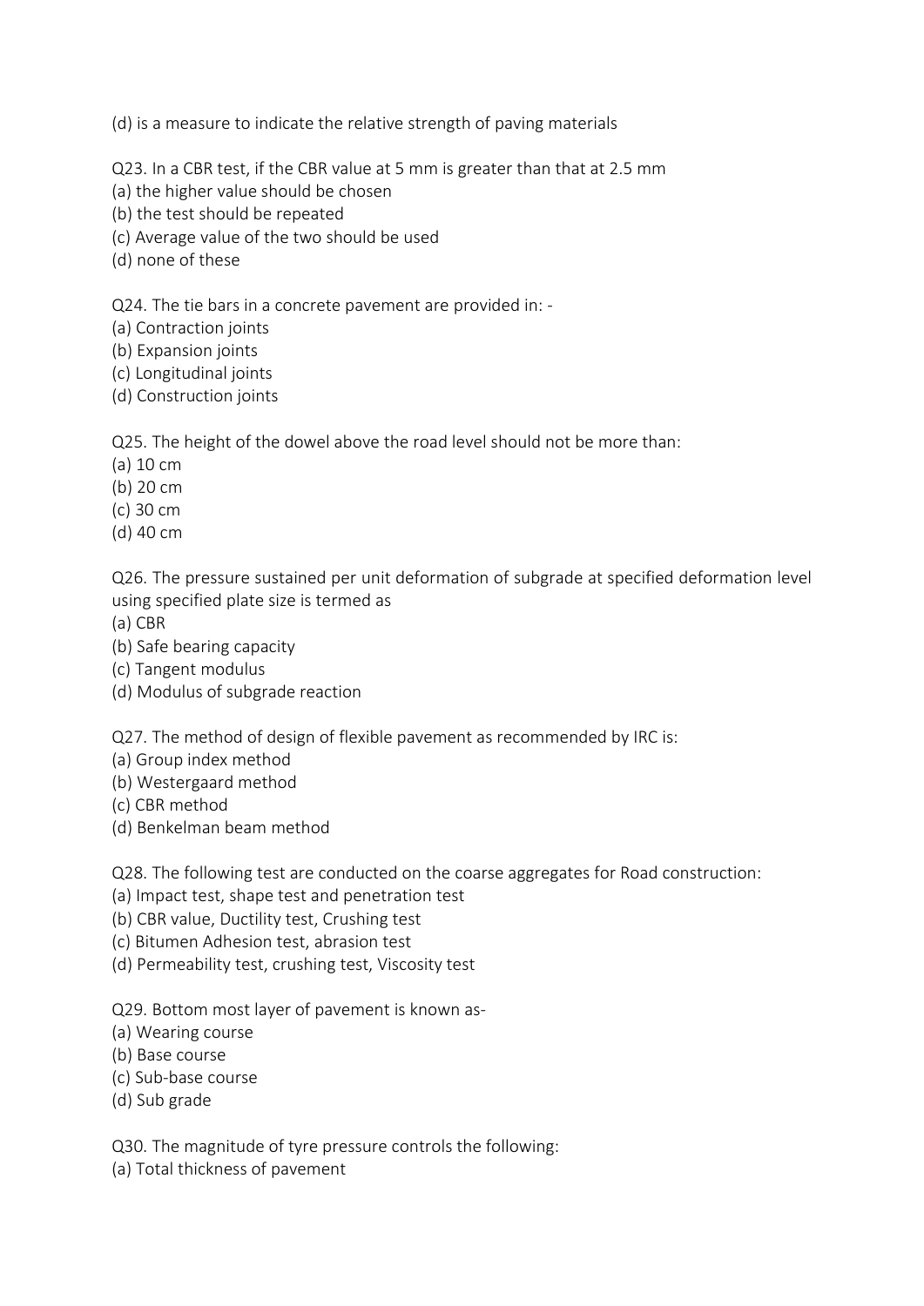(d) is a measure to indicate the relative strength of paving materials

Q23. In a CBR test, if the CBR value at 5 mm is greater than that at 2.5 mm
(a) the higher value should be chosen
(b) the test should be repeated
(c) Average value of the two should be used
(d) none of these

Q24. The tie bars in a concrete pavement are provided in: -
(a) Contraction joints
(b) Expansion joints
(c) Longitudinal joints
(d) Construction joints

Q25. The height of the dowel above the road level should not be more than:
(a) 10 cm
(b) 20 cm
(c) 30 cm
(d) 40 cm

Q26. The pressure sustained per unit deformation of subgrade at specified deformation level using specified plate size is termed as
(a) CBR
(b) Safe bearing capacity
(c) Tangent modulus
(d) Modulus of subgrade reaction

Q27. The method of design of flexible pavement as recommended by IRC is:
(a) Group index method
(b) Westergaard method
(c) CBR method
(d) Benkelman beam method

Q28. The following test are conducted on the coarse aggregates for Road construction:
(a) Impact test, shape test and penetration test
(b) CBR value, Ductility test, Crushing test
(c) Bitumen Adhesion test, abrasion test
(d) Permeability test, crushing test, Viscosity test

Q29. Bottom most layer of pavement is known as-
(a) Wearing course
(b) Base course
(c) Sub-base course
(d) Sub grade

Q30. The magnitude of tyre pressure controls the following:
(a) Total thickness of pavement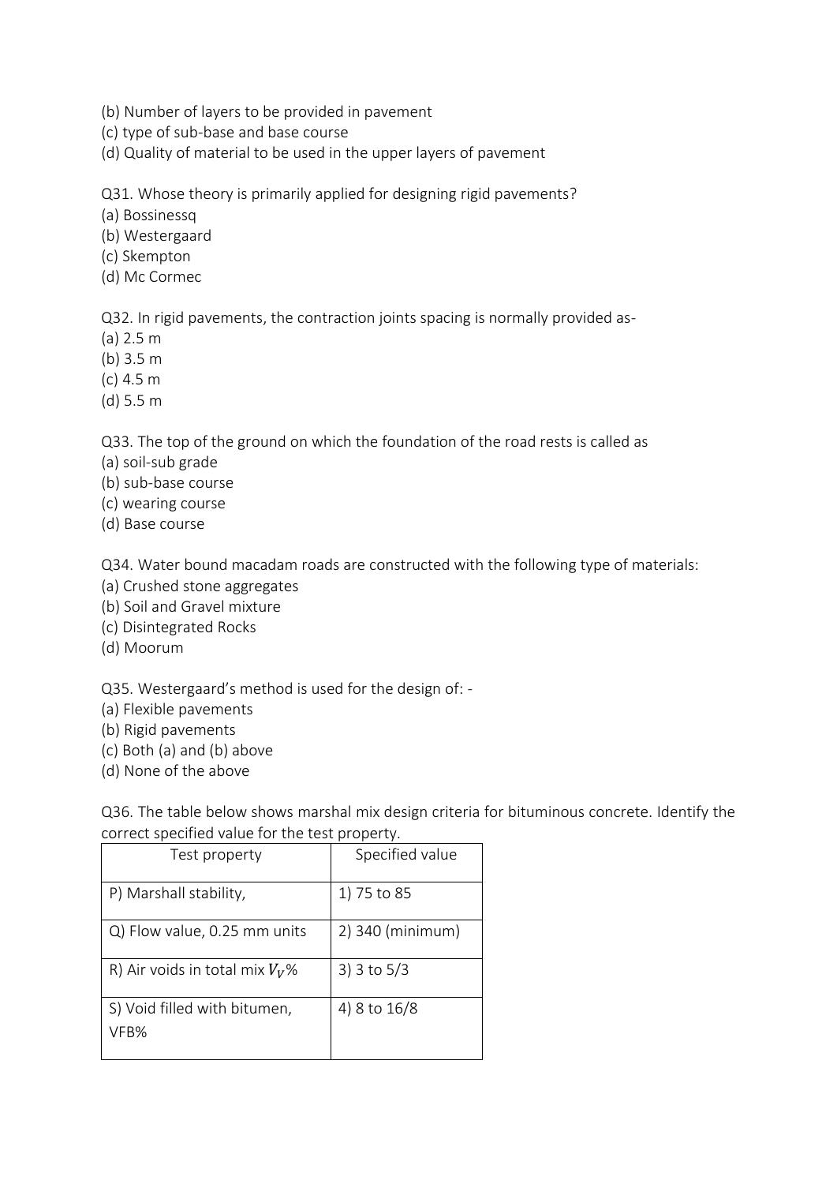(b) Number of layers to be provided in pavement
(c) type of sub-base and base course
(d) Quality of material to be used in the upper layers of pavement

Q31. Whose theory is primarily applied for designing rigid pavements?
(a) Bossinessq
(b) Westergaard
(c) Skempton
(d) Mc Cormec

Q32. In rigid pavements, the contraction joints spacing is normally provided as-
(a) 2.5 m
(b) 3.5 m
(c) 4.5 m
(d) 5.5 m

Q33. The top of the ground on which the foundation of the road rests is called as
(a) soil-sub grade
(b) sub-base course
(c) wearing course
(d) Base course

Q34. Water bound macadam roads are constructed with the following type of materials:
(a) Crushed stone aggregates
(b) Soil and Gravel mixture
(c) Disintegrated Rocks
(d) Moorum

Q35. Westergaard's method is used for the design of: -
(a) Flexible pavements
(b) Rigid pavements
(c) Both (a) and (b) above
(d) None of the above

Q36. The table below shows marshal mix design criteria for bituminous concrete. Identify the correct specified value for the test property.

| Test property | Specified value |
|---|---|
| P) Marshall stability, | 1) 75 to 85 |
| Q) Flow value, 0.25 mm units | 2) 340 (minimum) |
| R) Air voids in total mix $V_V$% | 3) 3 to 5/3 |
| S) Void filled with bitumen, VFB% | 4) 8 to 16/8 |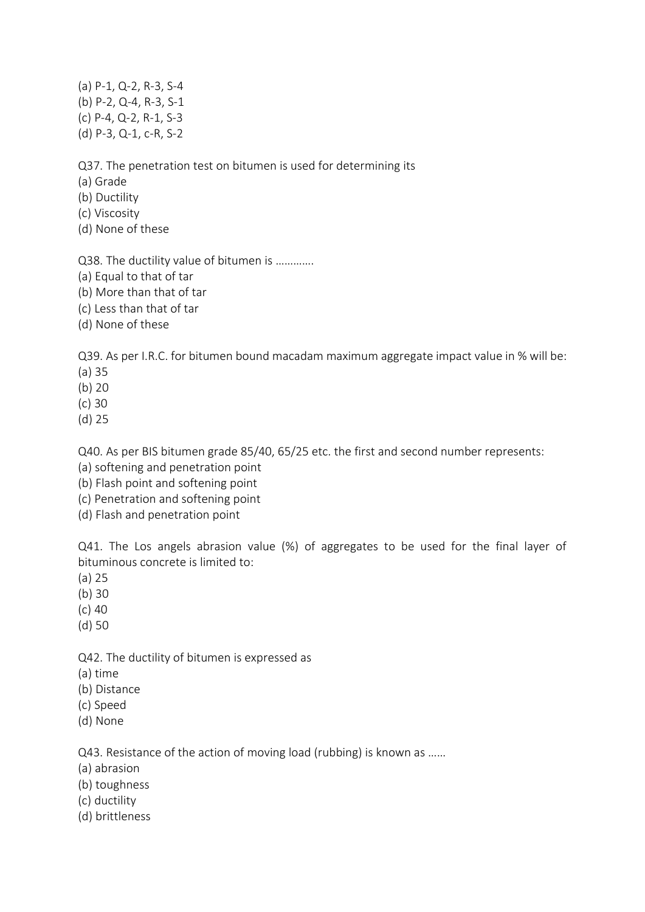(a) P-1, Q-2, R-3, S-4
(b) P-2, Q-4, R-3, S-1
(c) P-4, Q-2, R-1, S-3
(d) P-3, Q-1, c-R, S-2

Q37. The penetration test on bitumen is used for determining its
(a) Grade
(b) Ductility
(c) Viscosity
(d) None of these

Q38. The ductility value of bitumen is ………….
(a) Equal to that of tar
(b) More than that of tar
(c) Less than that of tar
(d) None of these

Q39. As per I.R.C. for bitumen bound macadam maximum aggregate impact value in % will be:
(a) 35
(b) 20
(c) 30
(d) 25

Q40. As per BIS bitumen grade 85/40, 65/25 etc. the first and second number represents:
(a) softening and penetration point
(b) Flash point and softening point
(c) Penetration and softening point
(d) Flash and penetration point

Q41. The Los angels abrasion value (%) of aggregates to be used for the final layer of bituminous concrete is limited to:
(a) 25
(b) 30
(c) 40
(d) 50

Q42. The ductility of bitumen is expressed as
(a) time
(b) Distance
(c) Speed
(d) None

Q43. Resistance of the action of moving load (rubbing) is known as ……
(a) abrasion
(b) toughness
(c) ductility
(d) brittleness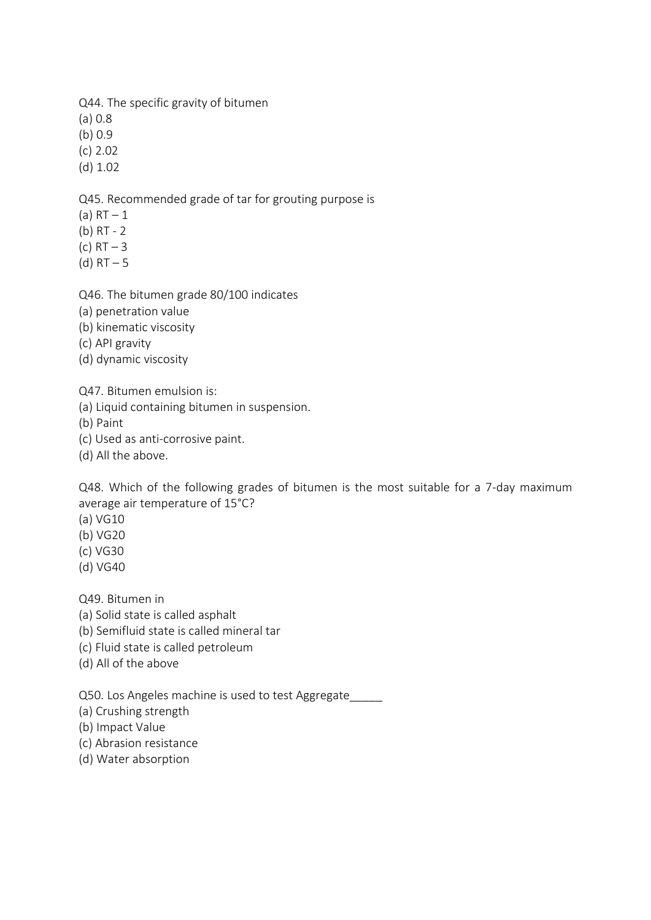Q44. The specific gravity of bitumen
(a) 0.8
(b) 0.9
(c) 2.02
(d) 1.02

Q45. Recommended grade of tar for grouting purpose is
(a) RT – 1
(b) RT - 2
(c) RT – 3
(d) RT – 5

Q46. The bitumen grade 80/100 indicates
(a) penetration value
(b) kinematic viscosity
(c) API gravity
(d) dynamic viscosity

Q47. Bitumen emulsion is:
(a) Liquid containing bitumen in suspension.
(b) Paint
(c) Used as anti-corrosive paint.
(d) All the above.

Q48. Which of the following grades of bitumen is the most suitable for a 7-day maximum average air temperature of 15°C?
(a) VG10
(b) VG20
(c) VG30
(d) VG40

Q49. Bitumen in
(a) Solid state is called asphalt
(b) Semifluid state is called mineral tar
(c) Fluid state is called petroleum
(d) All of the above

Q50. Los Angeles machine is used to test Aggregate_____
(a) Crushing strength
(b) Impact Value
(c) Abrasion resistance
(d) Water absorption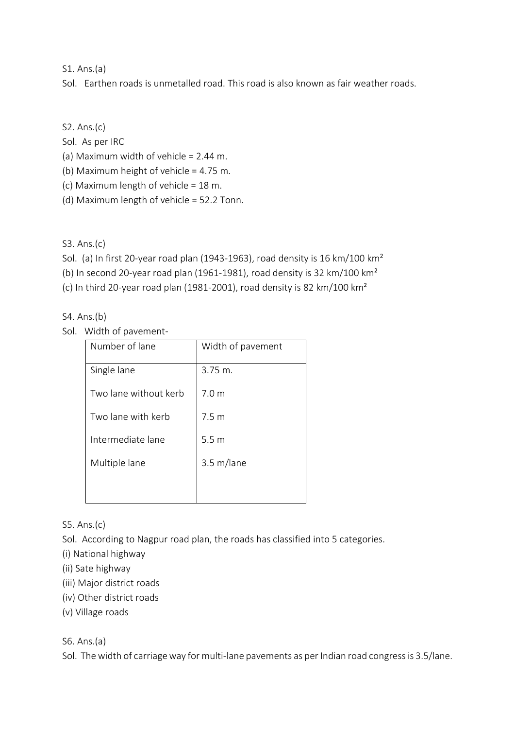S1. Ans.(a)

Sol. Earthen roads is unmetalled road. This road is also known as fair weather roads.

S2. Ans.(c)

Sol. As per IRC

(a) Maximum width of vehicle = 2.44 m.

(b) Maximum height of vehicle = 4.75 m.

(c) Maximum length of vehicle = 18 m.

(d) Maximum length of vehicle = 52.2 Tonn.

S3. Ans.(c)

Sol. (a) In first 20-year road plan (1943-1963), road density is 16 km/100 km²

(b) In second 20-year road plan (1961-1981), road density is 32 km/100 km²

(c) In third 20-year road plan (1981-2001), road density is 82 km/100 km²

S4. Ans.(b)

Sol. Width of pavement-

| Number of lane | Width of pavement |
|---|---|
| Single lane | 3.75 m. |
| Two lane without kerb | 7.0 m |
| Two lane with kerb | 7.5 m |
| Intermediate lane | 5.5 m |
| Multiple lane | 3.5 m/lane |

S5. Ans.(c)

Sol. According to Nagpur road plan, the roads has classified into 5 categories.

(i) National highway

(ii) Sate highway

(iii) Major district roads

(iv) Other district roads

(v) Village roads

S6. Ans.(a)

Sol. The width of carriage way for multi-lane pavements as per Indian road congress is 3.5/lane.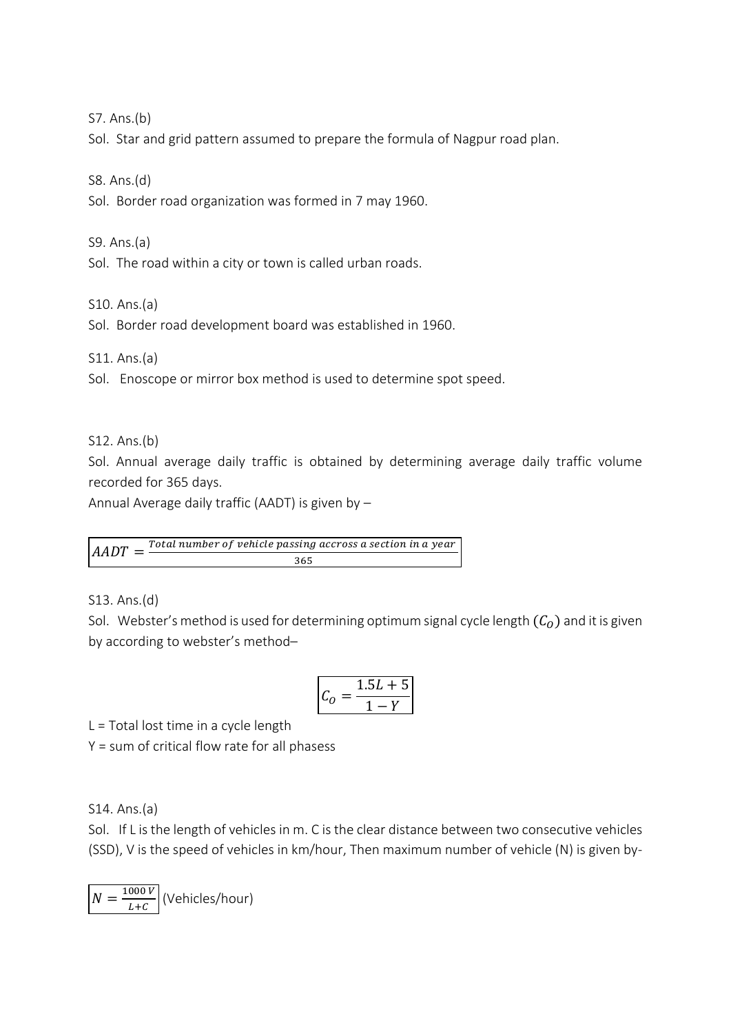S7. Ans.(b)

Sol. Star and grid pattern assumed to prepare the formula of Nagpur road plan.

S8. Ans.(d)

Sol. Border road organization was formed in 7 may 1960.

S9. Ans.(a)

Sol. The road within a city or town is called urban roads.

S10. Ans.(a)

Sol. Border road development board was established in 1960.

S11. Ans.(a)

Sol. Enoscope or mirror box method is used to determine spot speed.

S12. Ans.(b)

Sol. Annual average daily traffic is obtained by determining average daily traffic volume recorded for 365 days.

Annual Average daily traffic (AADT) is given by –

$$AADT = \frac{Total\ number\ of\ vehicle\ passing\ accross\ a\ section\ in\ a\ year}{365}$$

S13. Ans.(d)

Sol. Webster's method is used for determining optimum signal cycle length $(C_O)$ and it is given by according to webster's method–

$$C_O = \frac{1.5L + 5}{1 - Y}$$

L = Total lost time in a cycle length

Y = sum of critical flow rate for all phasess

S14. Ans.(a)

Sol. If L is the length of vehicles in m. C is the clear distance between two consecutive vehicles (SSD), V is the speed of vehicles in km/hour, Then maximum number of vehicle (N) is given by-

$$N = \frac{1000\,V}{L+C}$$ (Vehicles/hour)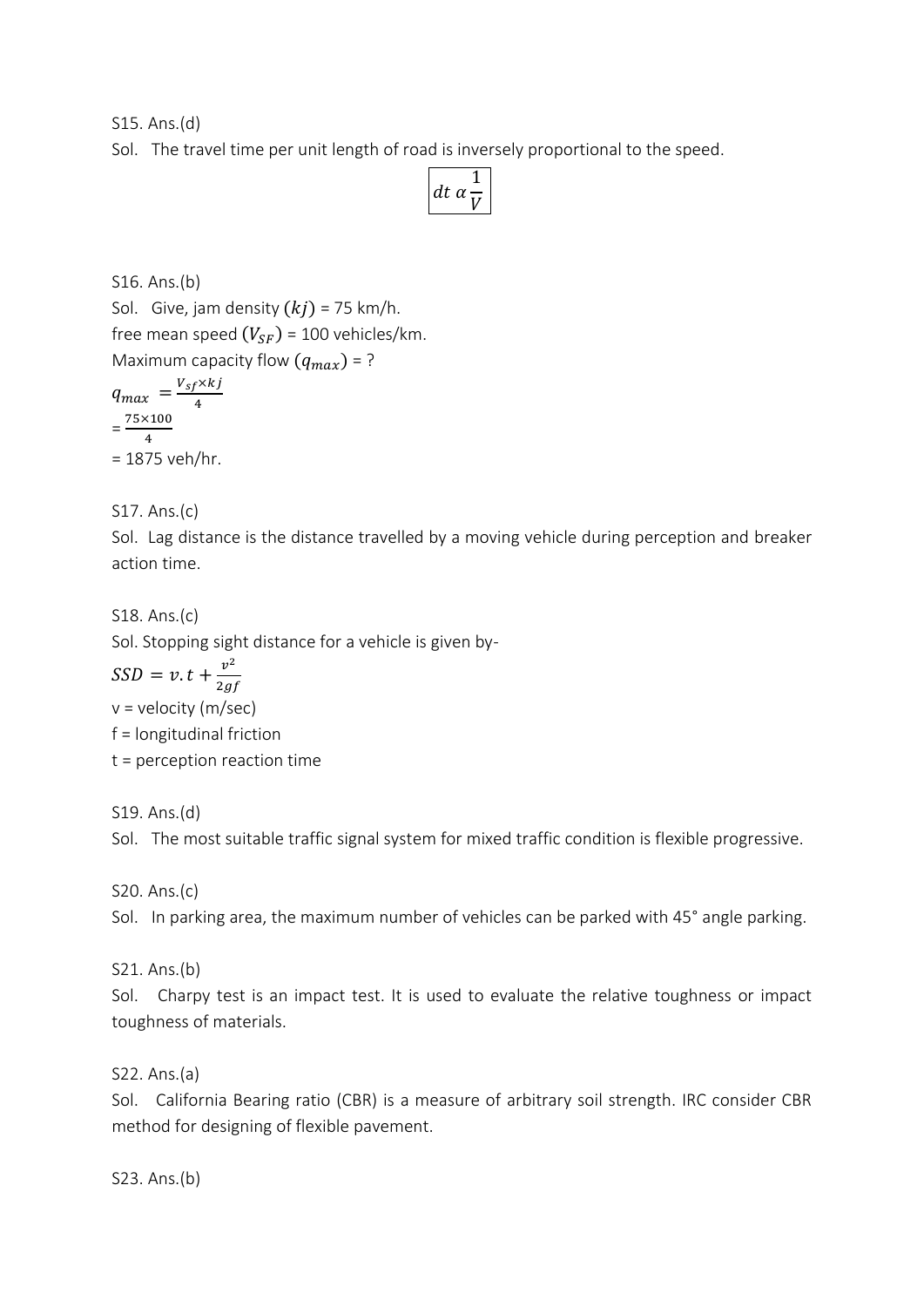S15. Ans.(d)

Sol. The travel time per unit length of road is inversely proportional to the speed.

$$\boxed{dt \; \alpha \frac{1}{V}}$$

S16. Ans.(b)

Sol. Give, jam density $(kj)$ = 75 km/h.

free mean speed $(V_{SF})$ = 100 vehicles/km.

Maximum capacity flow $(q_{max})$ = ?

$q_{max} = \frac{V_{sf} \times kj}{4}$

= $\frac{75 \times 100}{4}$

= 1875 veh/hr.

S17. Ans.(c)

Sol. Lag distance is the distance travelled by a moving vehicle during perception and breaker action time.

S18. Ans.(c)

Sol. Stopping sight distance for a vehicle is given by-

$SSD = v.t + \frac{v^2}{2gf}$

v = velocity (m/sec)

f = longitudinal friction

t = perception reaction time

S19. Ans.(d)

Sol. The most suitable traffic signal system for mixed traffic condition is flexible progressive.

S20. Ans.(c)

Sol. In parking area, the maximum number of vehicles can be parked with 45° angle parking.

S21. Ans.(b)

Sol. Charpy test is an impact test. It is used to evaluate the relative toughness or impact toughness of materials.

S22. Ans.(a)

Sol. California Bearing ratio (CBR) is a measure of arbitrary soil strength. IRC consider CBR method for designing of flexible pavement.

S23. Ans.(b)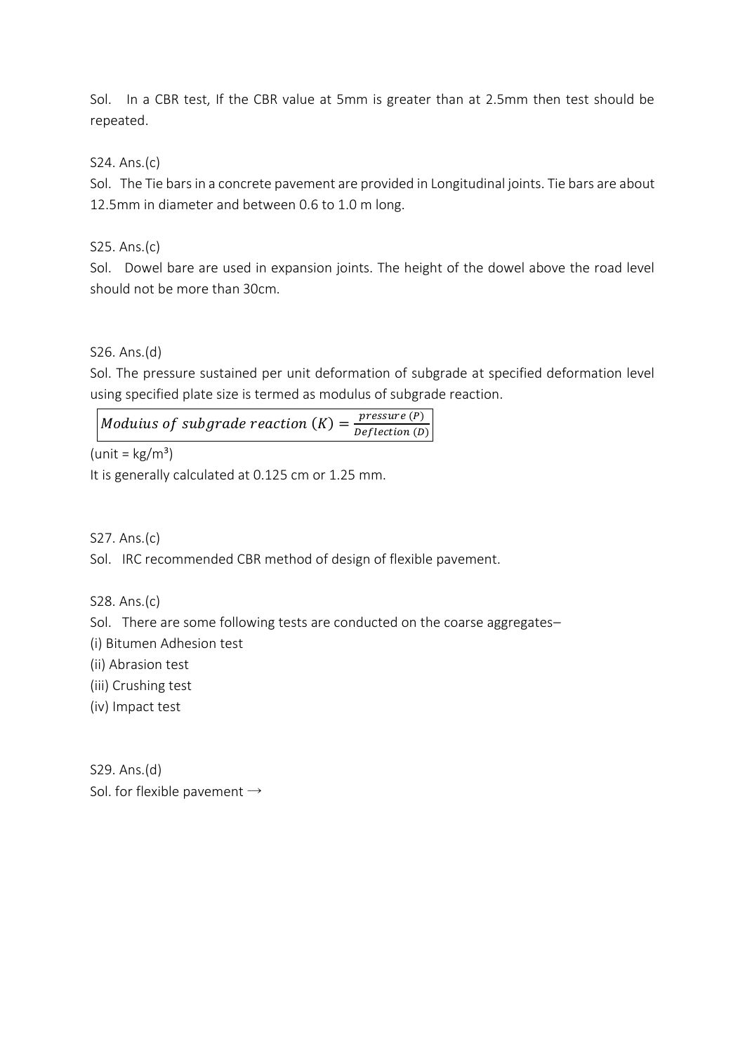Sol. In a CBR test, If the CBR value at 5mm is greater than at 2.5mm then test should be repeated.

S24. Ans.(c)

Sol. The Tie bars in a concrete pavement are provided in Longitudinal joints. Tie bars are about 12.5mm in diameter and between 0.6 to 1.0 m long.

S25. Ans.(c)

Sol. Dowel bare are used in expansion joints. The height of the dowel above the road level should not be more than 30cm.

S26. Ans.(d)

Sol. The pressure sustained per unit deformation of subgrade at specified deformation level using specified plate size is termed as modulus of subgrade reaction.

$$Moduius\ of\ subgrade\ reaction\ (K) = \frac{pressure\ (P)}{Deflection\ (D)}$$

(unit = $kg/m^3$)

It is generally calculated at 0.125 cm or 1.25 mm.

S27. Ans.(c)

Sol. IRC recommended CBR method of design of flexible pavement.

S28. Ans.(c)

Sol. There are some following tests are conducted on the coarse aggregates–

(i) Bitumen Adhesion test

(ii) Abrasion test

(iii) Crushing test

(iv) Impact test

S29. Ans.(d)

Sol. for flexible pavement →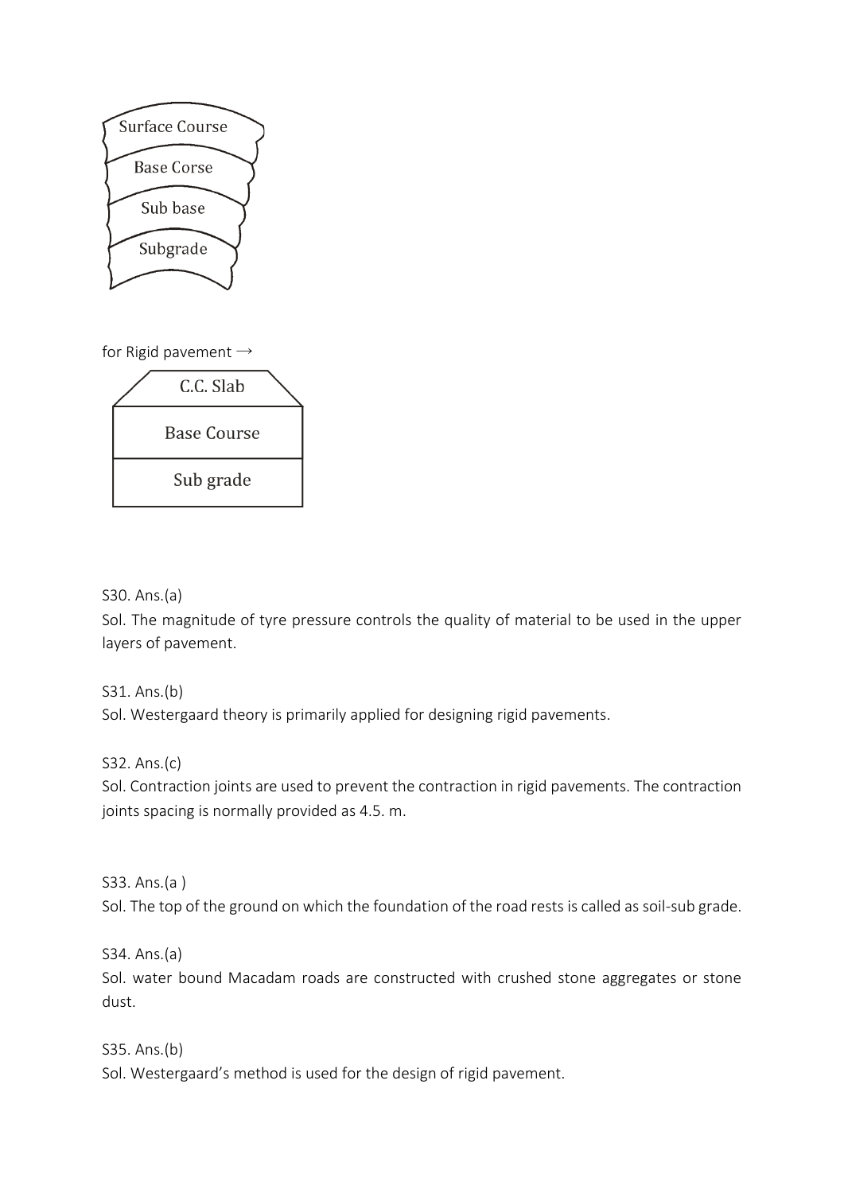Surface Course

Base Corse

Sub base

Subgrade

for Rigid pavement →

C.C. Slab

Base Course

Sub grade

S30. Ans.(a)

Sol. The magnitude of tyre pressure controls the quality of material to be used in the upper layers of pavement.

S31. Ans.(b)

Sol. Westergaard theory is primarily applied for designing rigid pavements.

S32. Ans.(c)

Sol. Contraction joints are used to prevent the contraction in rigid pavements. The contraction joints spacing is normally provided as 4.5. m.

S33. Ans.(a )

Sol. The top of the ground on which the foundation of the road rests is called as soil-sub grade.

S34. Ans.(a)

Sol. water bound Macadam roads are constructed with crushed stone aggregates or stone dust.

S35. Ans.(b)

Sol. Westergaard's method is used for the design of rigid pavement.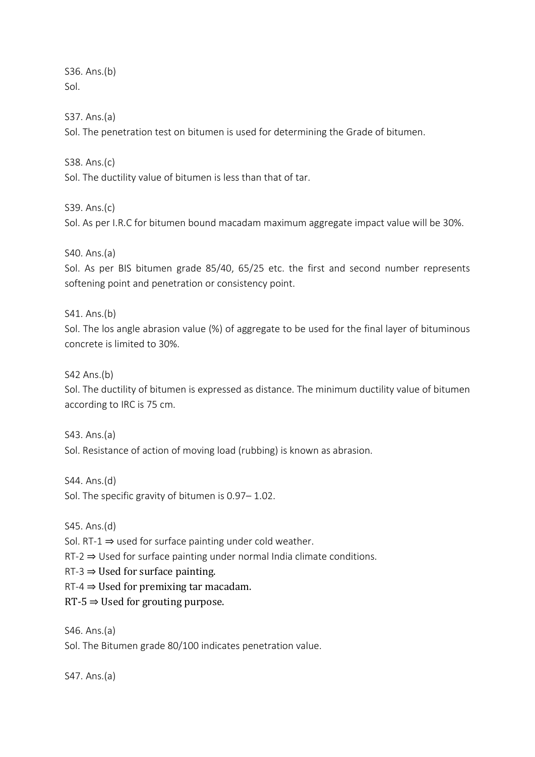S36. Ans.(b)
Sol.

S37. Ans.(a)
Sol. The penetration test on bitumen is used for determining the Grade of bitumen.

S38. Ans.(c)
Sol. The ductility value of bitumen is less than that of tar.

S39. Ans.(c)
Sol. As per I.R.C for bitumen bound macadam maximum aggregate impact value will be 30%.

S40. Ans.(a)
Sol. As per BIS bitumen grade 85/40, 65/25 etc. the first and second number represents softening point and penetration or consistency point.

S41. Ans.(b)
Sol. The los angle abrasion value (%) of aggregate to be used for the final layer of bituminous concrete is limited to 30%.

S42 Ans.(b)
Sol. The ductility of bitumen is expressed as distance. The minimum ductility value of bitumen according to IRC is 75 cm.

S43. Ans.(a)
Sol. Resistance of action of moving load (rubbing) is known as abrasion.

S44. Ans.(d)
Sol. The specific gravity of bitumen is 0.97– 1.02.

S45. Ans.(d)
Sol. RT-1 ⇒ used for surface painting under cold weather.
RT-2 ⇒ Used for surface painting under normal India climate conditions.
RT-3 ⇒ Used for surface painting.
RT-4 ⇒ Used for premixing tar macadam.
RT-5 ⇒ Used for grouting purpose.

S46. Ans.(a)
Sol. The Bitumen grade 80/100 indicates penetration value.

S47. Ans.(a)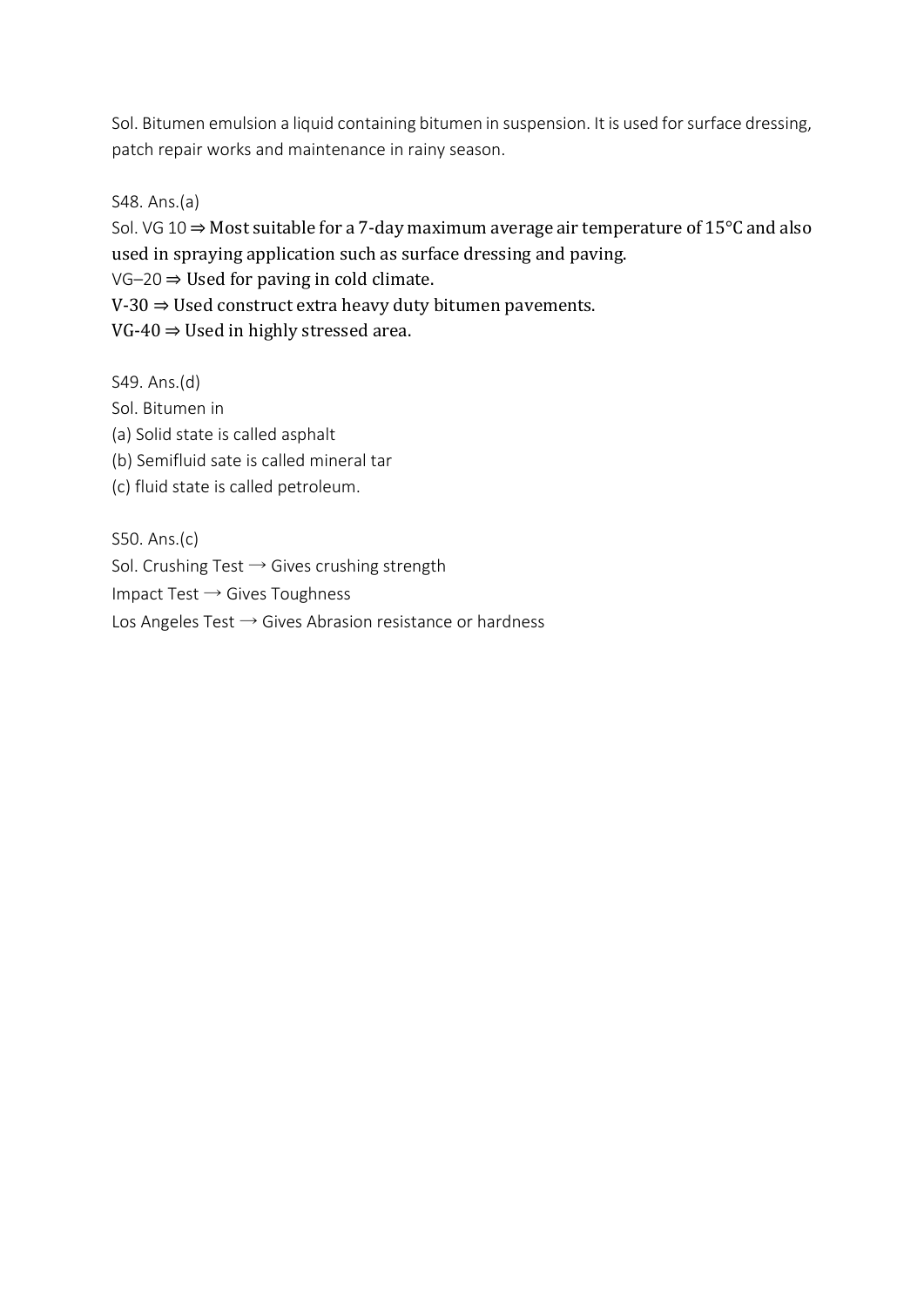Sol. Bitumen emulsion a liquid containing bitumen in suspension. It is used for surface dressing, patch repair works and maintenance in rainy season.

S48. Ans.(a)

Sol. VG 10 ⇒ Most suitable for a 7-day maximum average air temperature of 15°C and also used in spraying application such as surface dressing and paving.

VG–20 ⇒ Used for paving in cold climate.

V-30 ⇒ Used construct extra heavy duty bitumen pavements.

VG-40 ⇒ Used in highly stressed area.

S49. Ans.(d)

Sol. Bitumen in

(a) Solid state is called asphalt

(b) Semifluid sate is called mineral tar

(c) fluid state is called petroleum.

S50. Ans.(c)

Sol. Crushing Test → Gives crushing strength

Impact Test → Gives Toughness

Los Angeles Test → Gives Abrasion resistance or hardness